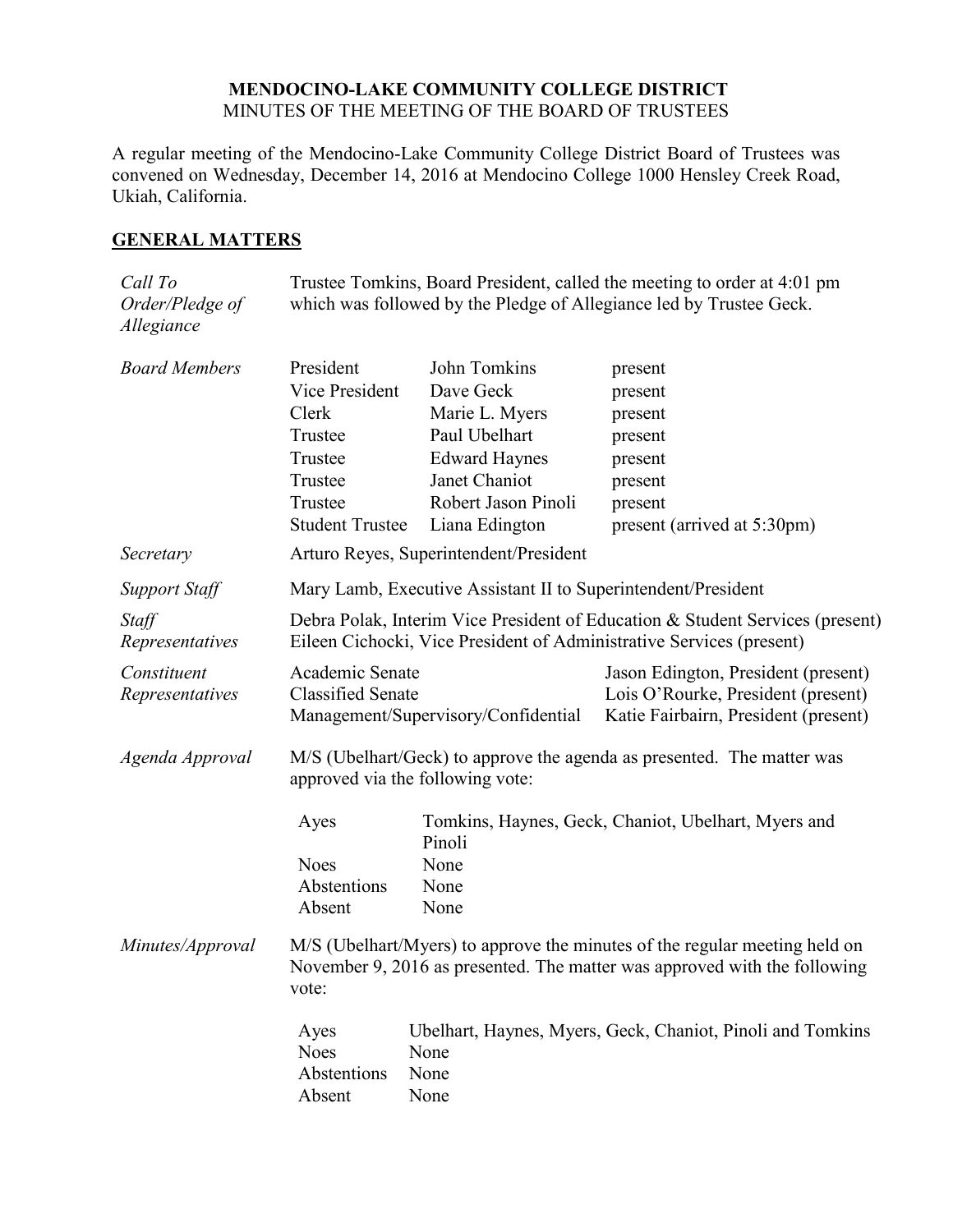# MENDOCINO-LAKE COMMUNITY COLLEGE DISTRICT

MINUTES OF THE MEETING OF THE BOARD OF TRUSTEES

A regular meeting of the Mendocino-Lake Community College District Board of Trustees was convened on Wednesday, December 14, 2016 at Mendocino College 1000 Hensley Creek Road, Ukiah, California.

## GENERAL MATTERS

*Call To Order/Pledge of Allegiance*

Trustee Tomkins, Board President, called the meeting to order at 4:01 pm which was followed by the Pledge of Allegiance led by Trustee Geck.

*Board Members*

| | | |
|---|---|---|
| President | John Tomkins | present |
| Vice President | Dave Geck | present |
| Clerk | Marie L. Myers | present |
| Trustee | Paul Ubelhart | present |
| Trustee | Edward Haynes | present |
| Trustee | Janet Chaniot | present |
| Trustee | Robert Jason Pinoli | present |
| Student Trustee | Liana Edington | present (arrived at 5:30pm) |

*Secretary*

Arturo Reyes, Superintendent/President

*Support Staff*

Mary Lamb, Executive Assistant II to Superintendent/President

*Staff Representatives*

Debra Polak, Interim Vice President of Education & Student Services (present)
Eileen Cichocki, Vice President of Administrative Services (present)

*Constituent Representatives*

| | |
|---|---|
| Academic Senate | Jason Edington, President (present) |
| Classified Senate | Lois O'Rourke, President (present) |
| Management/Supervisory/Confidential | Katie Fairbairn, President (present) |

*Agenda Approval*

M/S (Ubelhart/Geck) to approve the agenda as presented. The matter was approved via the following vote:

| | |
|---|---|
| Ayes | Tomkins, Haynes, Geck, Chaniot, Ubelhart, Myers and Pinoli |
| Noes | None |
| Abstentions | None |
| Absent | None |

*Minutes/Approval*

M/S (Ubelhart/Myers) to approve the minutes of the regular meeting held on November 9, 2016 as presented. The matter was approved with the following vote:

| | |
|---|---|
| Ayes | Ubelhart, Haynes, Myers, Geck, Chaniot, Pinoli and Tomkins |
| Noes | None |
| Abstentions | None |
| Absent | None |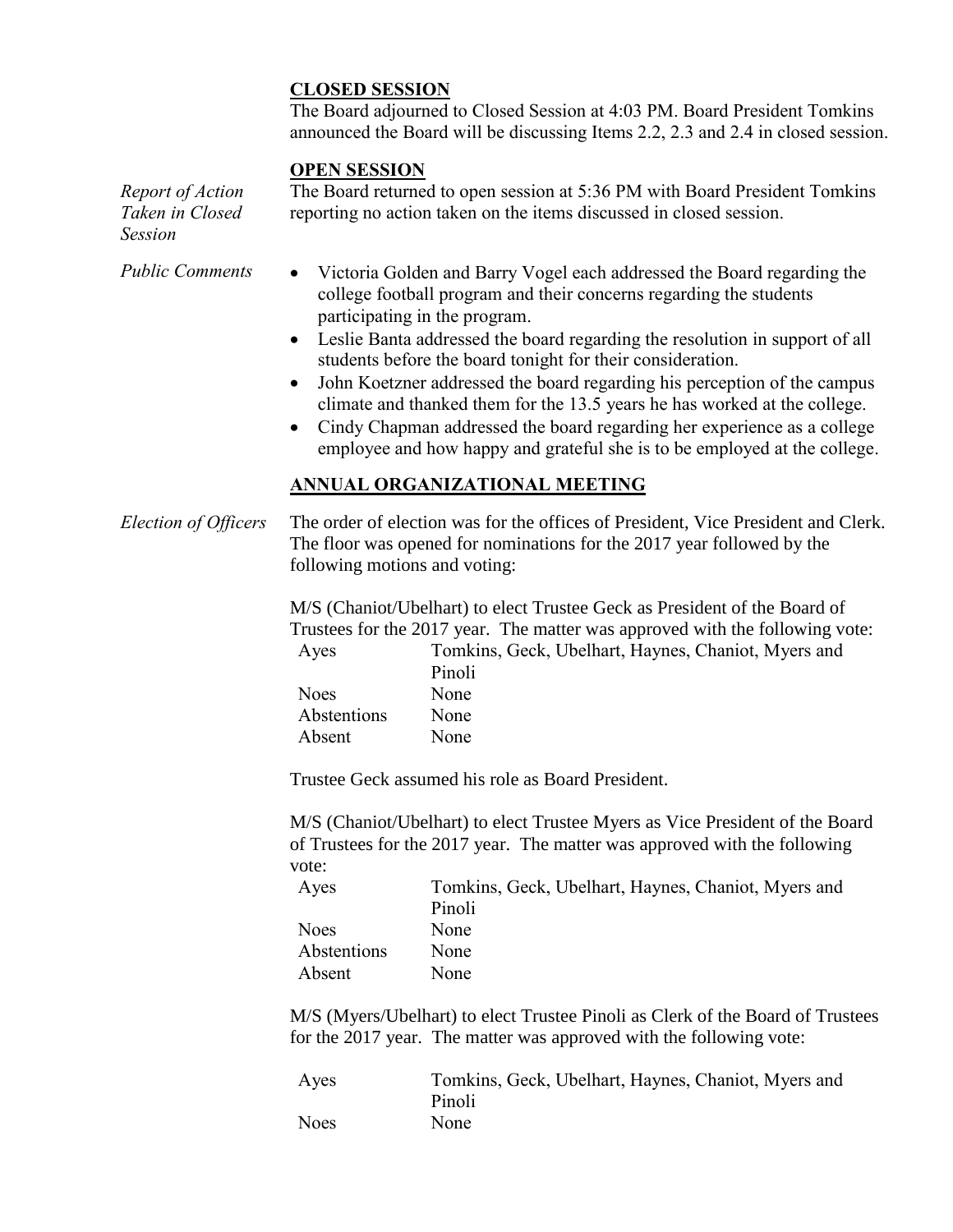**CLOSED SESSION**

The Board adjourned to Closed Session at 4:03 PM. Board President Tomkins announced the Board will be discussing Items 2.2, 2.3 and 2.4 in closed session.

**OPEN SESSION**

*Report of Action Taken in Closed Session*

The Board returned to open session at 5:36 PM with Board President Tomkins reporting no action taken on the items discussed in closed session.

*Public Comments*

- Victoria Golden and Barry Vogel each addressed the Board regarding the college football program and their concerns regarding the students participating in the program.
- Leslie Banta addressed the board regarding the resolution in support of all students before the board tonight for their consideration.
- John Koetzner addressed the board regarding his perception of the campus climate and thanked them for the 13.5 years he has worked at the college.
- Cindy Chapman addressed the board regarding her experience as a college employee and how happy and grateful she is to be employed at the college.

**ANNUAL ORGANIZATIONAL MEETING**

*Election of Officers*

The order of election was for the offices of President, Vice President and Clerk. The floor was opened for nominations for the 2017 year followed by the following motions and voting:

M/S (Chaniot/Ubelhart) to elect Trustee Geck as President of the Board of Trustees for the 2017 year. The matter was approved with the following vote:

| | |
|---|---|
| Ayes | Tomkins, Geck, Ubelhart, Haynes, Chaniot, Myers and Pinoli |
| Noes | None |
| Abstentions | None |
| Absent | None |

Trustee Geck assumed his role as Board President.

M/S (Chaniot/Ubelhart) to elect Trustee Myers as Vice President of the Board of Trustees for the 2017 year. The matter was approved with the following vote:

| | |
|---|---|
| Ayes | Tomkins, Geck, Ubelhart, Haynes, Chaniot, Myers and Pinoli |
| Noes | None |
| Abstentions | None |
| Absent | None |

M/S (Myers/Ubelhart) to elect Trustee Pinoli as Clerk of the Board of Trustees for the 2017 year. The matter was approved with the following vote:

| | |
|---|---|
| Ayes | Tomkins, Geck, Ubelhart, Haynes, Chaniot, Myers and Pinoli |
| Noes | None |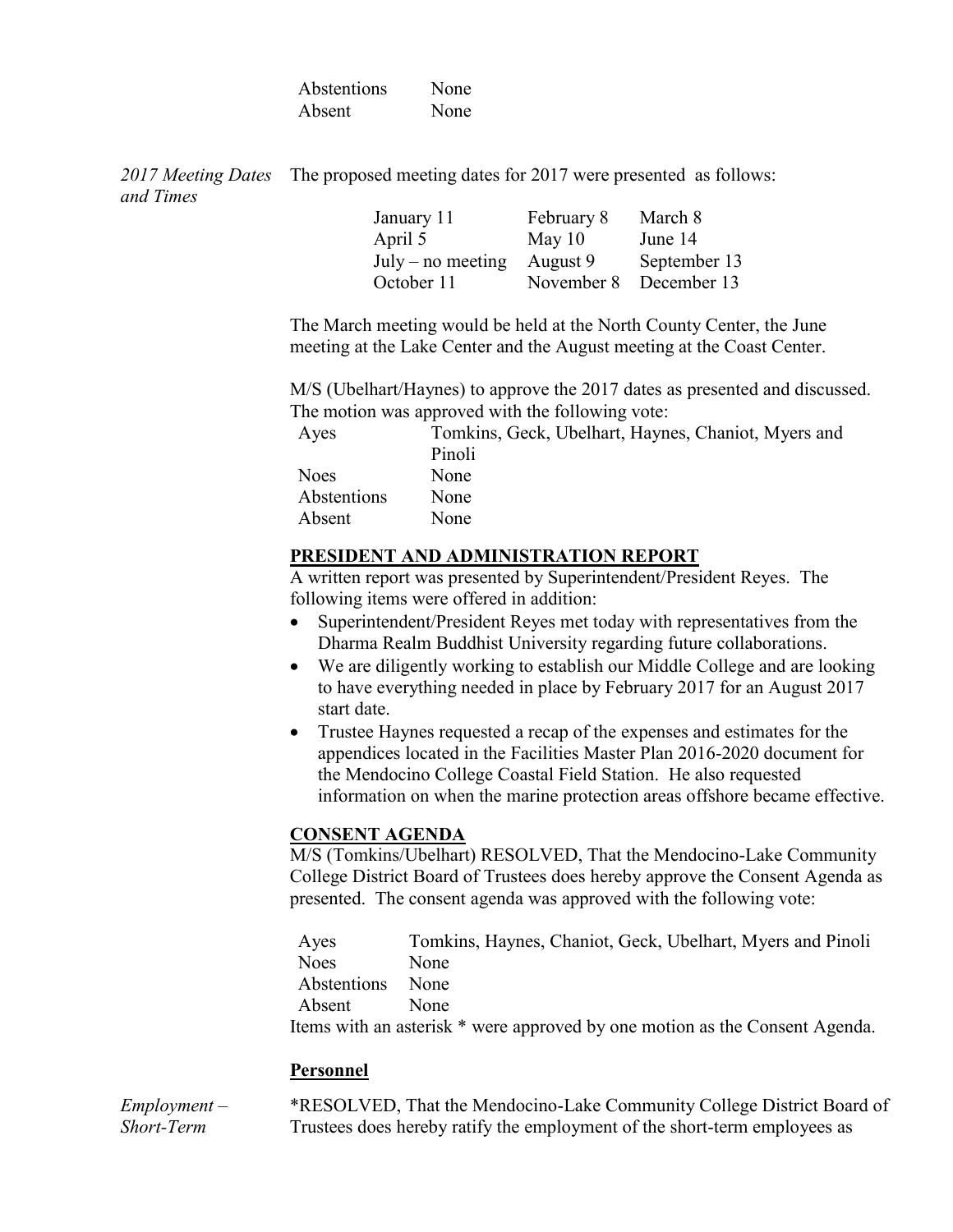| | |
|---|---|
| Abstentions | None |
| Absent | None |

*2017 Meeting Dates and Times*

The proposed meeting dates for 2017 were presented as follows:

| | | |
|---|---|---|
| January 11 | February 8 | March 8 |
| April 5 | May 10 | June 14 |
| July – no meeting | August 9 | September 13 |
| October 11 | November 8 | December 13 |

The March meeting would be held at the North County Center, the June meeting at the Lake Center and the August meeting at the Coast Center.

M/S (Ubelhart/Haynes) to approve the 2017 dates as presented and discussed. The motion was approved with the following vote:

| | |
|---|---|
| Ayes | Tomkins, Geck, Ubelhart, Haynes, Chaniot, Myers and Pinoli |
| Noes | None |
| Abstentions | None |
| Absent | None |

## PRESIDENT AND ADMINISTRATION REPORT

A written report was presented by Superintendent/President Reyes. The following items were offered in addition:

- Superintendent/President Reyes met today with representatives from the Dharma Realm Buddhist University regarding future collaborations.
- We are diligently working to establish our Middle College and are looking to have everything needed in place by February 2017 for an August 2017 start date.
- Trustee Haynes requested a recap of the expenses and estimates for the appendices located in the Facilities Master Plan 2016-2020 document for the Mendocino College Coastal Field Station. He also requested information on when the marine protection areas offshore became effective.

## CONSENT AGENDA

M/S (Tomkins/Ubelhart) RESOLVED, That the Mendocino-Lake Community College District Board of Trustees does hereby approve the Consent Agenda as presented. The consent agenda was approved with the following vote:

| | |
|---|---|
| Ayes | Tomkins, Haynes, Chaniot, Geck, Ubelhart, Myers and Pinoli |
| Noes | None |
| Abstentions | None |
| Absent | None |

Items with an asterisk * were approved by one motion as the Consent Agenda.

### Personnel

*Employment – Short-Term*

*RESOLVED, That the Mendocino-Lake Community College District Board of Trustees does hereby ratify the employment of the short-term employees as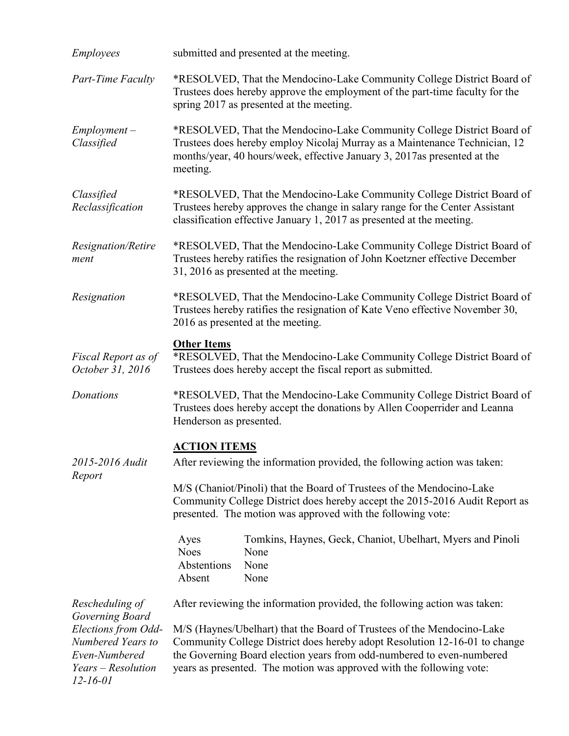*Employees* submitted and presented at the meeting.

*Part-Time Faculty* *RESOLVED, That the Mendocino-Lake Community College District Board of Trustees does hereby approve the employment of the part-time faculty for the spring 2017 as presented at the meeting.

*Employment – Classified* *RESOLVED, That the Mendocino-Lake Community College District Board of Trustees does hereby employ Nicolaj Murray as a Maintenance Technician, 12 months/year, 40 hours/week, effective January 3, 2017as presented at the meeting.

*Classified Reclassification* *RESOLVED, That the Mendocino-Lake Community College District Board of Trustees hereby approves the change in salary range for the Center Assistant classification effective January 1, 2017 as presented at the meeting.

*Resignation/Retirement* *RESOLVED, That the Mendocino-Lake Community College District Board of Trustees hereby ratifies the resignation of John Koetzner effective December 31, 2016 as presented at the meeting.

*Resignation* *RESOLVED, That the Mendocino-Lake Community College District Board of Trustees hereby ratifies the resignation of Kate Veno effective November 30, 2016 as presented at the meeting.

**Other Items**

*Fiscal Report as of October 31, 2016* *RESOLVED, That the Mendocino-Lake Community College District Board of Trustees does hereby accept the fiscal report as submitted.

*Donations* *RESOLVED, That the Mendocino-Lake Community College District Board of Trustees does hereby accept the donations by Allen Cooperrider and Leanna Henderson as presented.

**ACTION ITEMS**

*2015-2016 Audit Report* After reviewing the information provided, the following action was taken:

M/S (Chaniot/Pinoli) that the Board of Trustees of the Mendocino-Lake Community College District does hereby accept the 2015-2016 Audit Report as presented. The motion was approved with the following vote:

| | |
|---|---|
| Ayes | Tomkins, Haynes, Geck, Chaniot, Ubelhart, Myers and Pinoli |
| Noes | None |
| Abstentions | None |
| Absent | None |

*Rescheduling of Governing Board Elections from Odd-Numbered Years to Even-Numbered Years – Resolution 12-16-01* After reviewing the information provided, the following action was taken:

M/S (Haynes/Ubelhart) that the Board of Trustees of the Mendocino-Lake Community College District does hereby adopt Resolution 12-16-01 to change the Governing Board election years from odd-numbered to even-numbered years as presented. The motion was approved with the following vote: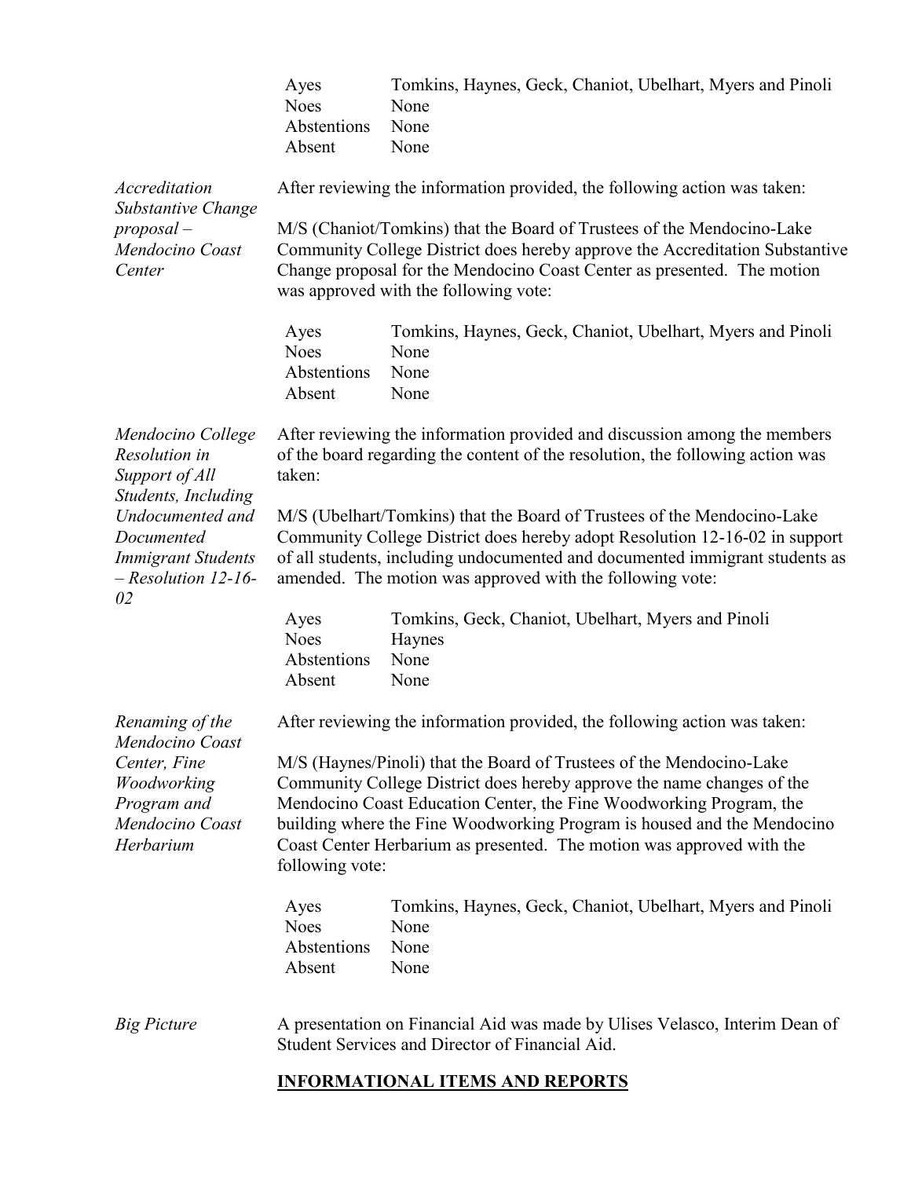| | |
|---|---|
| Ayes | Tomkins, Haynes, Geck, Chaniot, Ubelhart, Myers and Pinoli |
| Noes | None |
| Abstentions | None |
| Absent | None |

*Accreditation Substantive Change proposal – Mendocino Coast Center*

After reviewing the information provided, the following action was taken:

M/S (Chaniot/Tomkins) that the Board of Trustees of the Mendocino-Lake Community College District does hereby approve the Accreditation Substantive Change proposal for the Mendocino Coast Center as presented. The motion was approved with the following vote:

| | |
|---|---|
| Ayes | Tomkins, Haynes, Geck, Chaniot, Ubelhart, Myers and Pinoli |
| Noes | None |
| Abstentions | None |
| Absent | None |

*Mendocino College Resolution in Support of All Students, Including Undocumented and Documented Immigrant Students – Resolution 12-16-02*

After reviewing the information provided and discussion among the members of the board regarding the content of the resolution, the following action was taken:

M/S (Ubelhart/Tomkins) that the Board of Trustees of the Mendocino-Lake Community College District does hereby adopt Resolution 12-16-02 in support of all students, including undocumented and documented immigrant students as amended. The motion was approved with the following vote:

| | |
|---|---|
| Ayes | Tomkins, Geck, Chaniot, Ubelhart, Myers and Pinoli |
| Noes | Haynes |
| Abstentions | None |
| Absent | None |

*Renaming of the Mendocino Coast Center, Fine Woodworking Program and Mendocino Coast Herbarium*

After reviewing the information provided, the following action was taken:

M/S (Haynes/Pinoli) that the Board of Trustees of the Mendocino-Lake Community College District does hereby approve the name changes of the Mendocino Coast Education Center, the Fine Woodworking Program, the building where the Fine Woodworking Program is housed and the Mendocino Coast Center Herbarium as presented. The motion was approved with the following vote:

| | |
|---|---|
| Ayes | Tomkins, Haynes, Geck, Chaniot, Ubelhart, Myers and Pinoli |
| Noes | None |
| Abstentions | None |
| Absent | None |

*Big Picture*

A presentation on Financial Aid was made by Ulises Velasco, Interim Dean of Student Services and Director of Financial Aid.

## **INFORMATIONAL ITEMS AND REPORTS**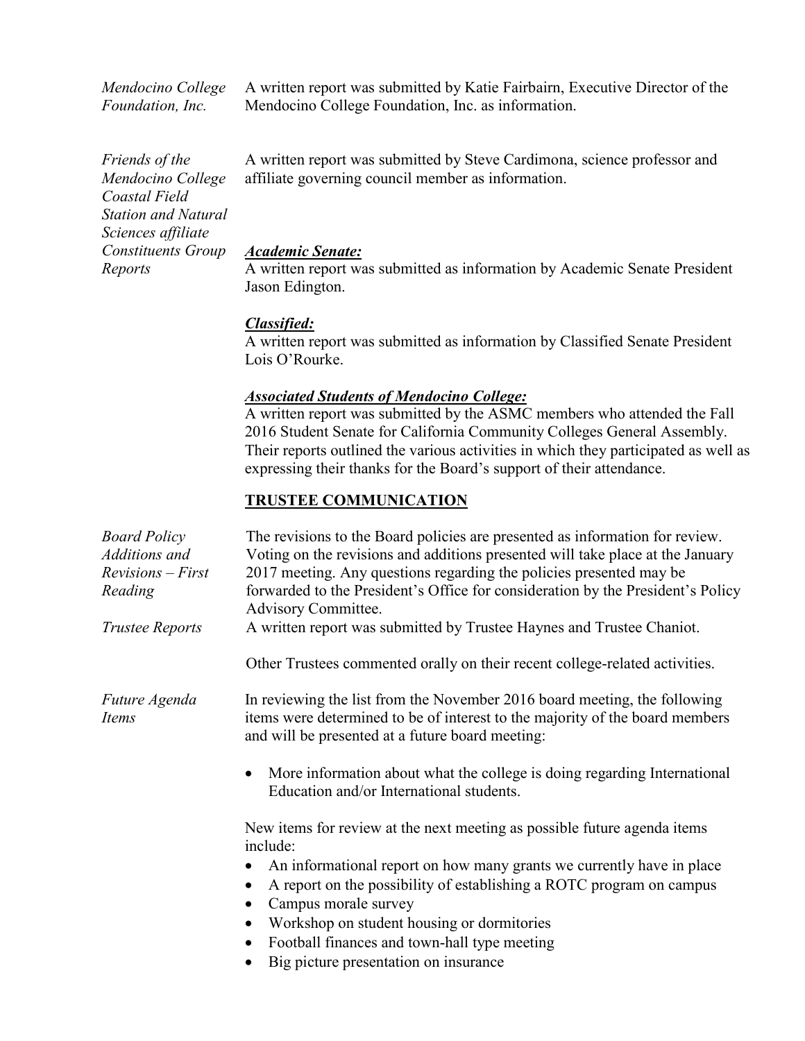*Mendocino College Foundation, Inc.*

A written report was submitted by Katie Fairbairn, Executive Director of the Mendocino College Foundation, Inc. as information.

*Friends of the Mendocino College Coastal Field Station and Natural Sciences affiliate*

A written report was submitted by Steve Cardimona, science professor and affiliate governing council member as information.

*Constituents Group Reports*

***Academic Senate:***
A written report was submitted as information by Academic Senate President Jason Edington.

***Classified:***
A written report was submitted as information by Classified Senate President Lois O'Rourke.

***Associated Students of Mendocino College:***
A written report was submitted by the ASMC members who attended the Fall 2016 Student Senate for California Community Colleges General Assembly. Their reports outlined the various activities in which they participated as well as expressing their thanks for the Board's support of their attendance.

## TRUSTEE COMMUNICATION

*Board Policy Additions and Revisions – First Reading*

The revisions to the Board policies are presented as information for review. Voting on the revisions and additions presented will take place at the January 2017 meeting. Any questions regarding the policies presented may be forwarded to the President's Office for consideration by the President's Policy Advisory Committee.

*Trustee Reports*

A written report was submitted by Trustee Haynes and Trustee Chaniot.

Other Trustees commented orally on their recent college-related activities.

*Future Agenda Items*

In reviewing the list from the November 2016 board meeting, the following items were determined to be of interest to the majority of the board members and will be presented at a future board meeting:

- More information about what the college is doing regarding International Education and/or International students.

New items for review at the next meeting as possible future agenda items include:

- An informational report on how many grants we currently have in place
- A report on the possibility of establishing a ROTC program on campus
- Campus morale survey
- Workshop on student housing or dormitories
- Football finances and town-hall type meeting
- Big picture presentation on insurance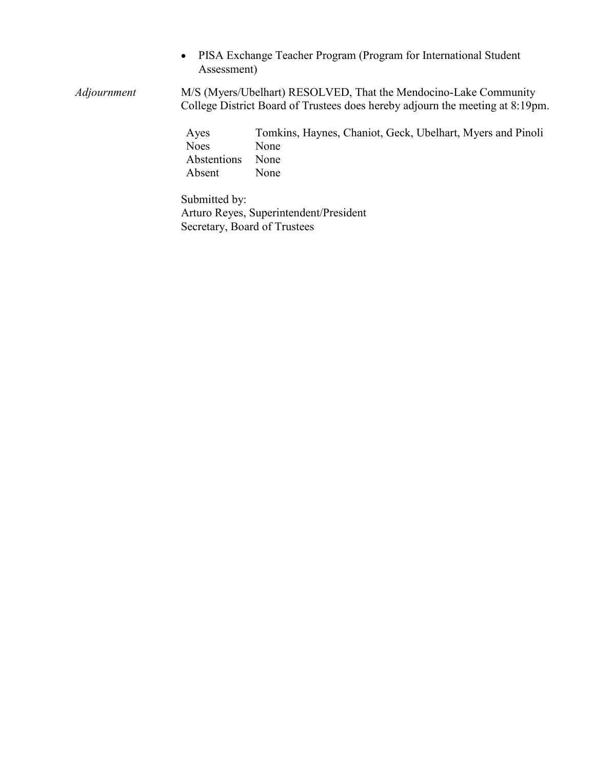- PISA Exchange Teacher Program (Program for International Student Assessment)

*Adjournment*

M/S (Myers/Ubelhart) RESOLVED, That the Mendocino-Lake Community College District Board of Trustees does hereby adjourn the meeting at 8:19pm.

| | |
|---|---|
| Ayes | Tomkins, Haynes, Chaniot, Geck, Ubelhart, Myers and Pinoli |
| Noes | None |
| Abstentions | None |
| Absent | None |

Submitted by:
Arturo Reyes, Superintendent/President
Secretary, Board of Trustees